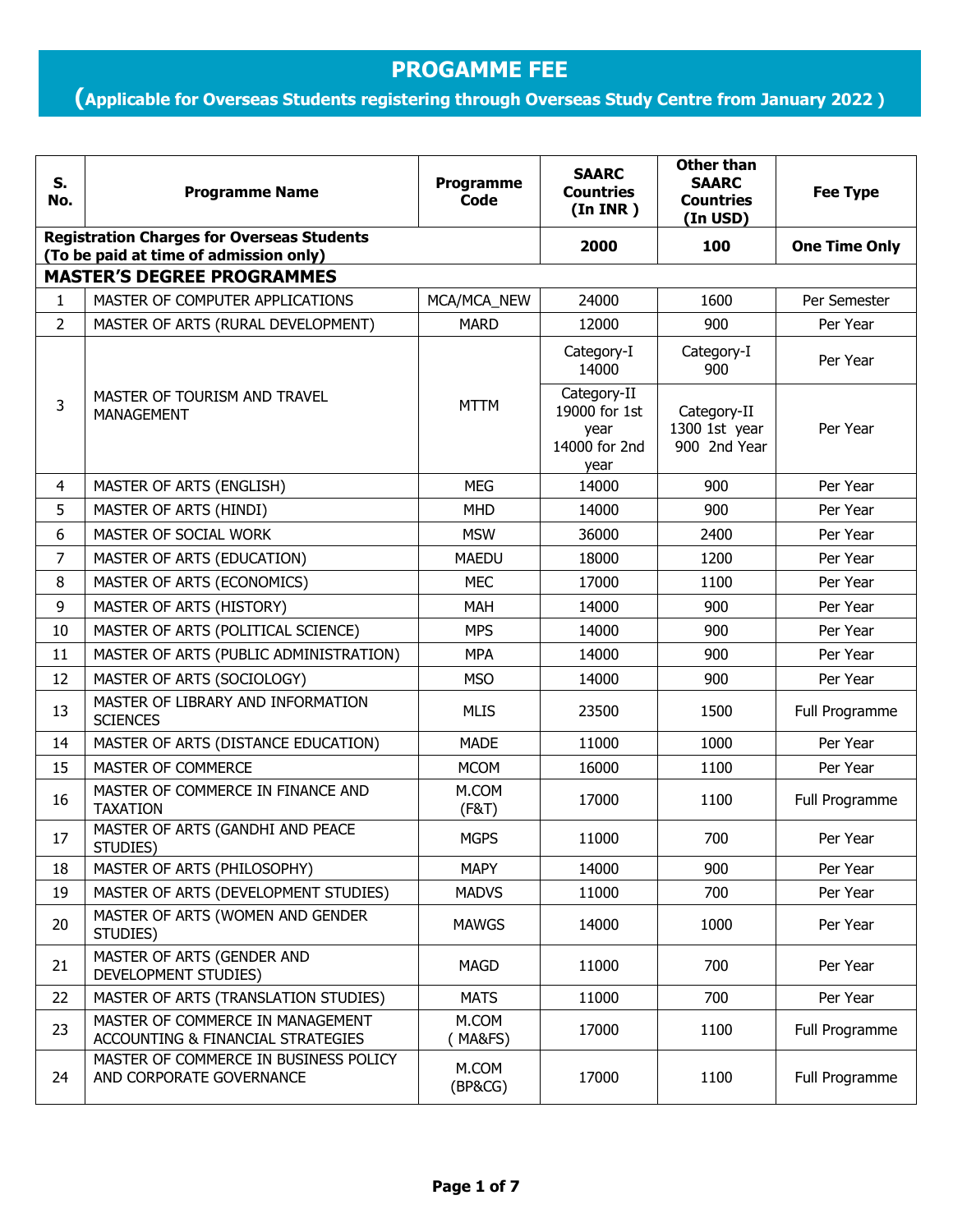# PROGAMME FEE

## (Applicable for Overseas Students registering through Overseas Study Centre from January 2022 )

| S. No. | Programme Name | Programme Code | SAARC Countries (In INR ) | Other than SAARC Countries (In USD) | Fee Type |
|---|---|---|---|---|---|
| **Registration Charges for Overseas Students (To be paid at time of admission only)** | | | **2000** | **100** | **One Time Only** |
| **MASTER'S DEGREE PROGRAMMES** | | | | | |
| 1 | MASTER OF COMPUTER APPLICATIONS | MCA/MCA_NEW | 24000 | 1600 | Per Semester |
| 2 | MASTER OF ARTS (RURAL DEVELOPMENT) | MARD | 12000 | 900 | Per Year |
| 3 | MASTER OF TOURISM AND TRAVEL MANAGEMENT | MTTM | Category-I 14000 | Category-I 900 | Per Year |
| | | | Category-II 19000 for 1st year 14000 for 2nd year | Category-II 1300 1st year 900 2nd Year | Per Year |
| 4 | MASTER OF ARTS (ENGLISH) | MEG | 14000 | 900 | Per Year |
| 5 | MASTER OF ARTS (HINDI) | MHD | 14000 | 900 | Per Year |
| 6 | MASTER OF SOCIAL WORK | MSW | 36000 | 2400 | Per Year |
| 7 | MASTER OF ARTS (EDUCATION) | MAEDU | 18000 | 1200 | Per Year |
| 8 | MASTER OF ARTS (ECONOMICS) | MEC | 17000 | 1100 | Per Year |
| 9 | MASTER OF ARTS (HISTORY) | MAH | 14000 | 900 | Per Year |
| 10 | MASTER OF ARTS (POLITICAL SCIENCE) | MPS | 14000 | 900 | Per Year |
| 11 | MASTER OF ARTS (PUBLIC ADMINISTRATION) | MPA | 14000 | 900 | Per Year |
| 12 | MASTER OF ARTS (SOCIOLOGY) | MSO | 14000 | 900 | Per Year |
| 13 | MASTER OF LIBRARY AND INFORMATION SCIENCES | MLIS | 23500 | 1500 | Full Programme |
| 14 | MASTER OF ARTS (DISTANCE EDUCATION) | MADE | 11000 | 1000 | Per Year |
| 15 | MASTER OF COMMERCE | MCOM | 16000 | 1100 | Per Year |
| 16 | MASTER OF COMMERCE IN FINANCE AND TAXATION | M.COM (F&T) | 17000 | 1100 | Full Programme |
| 17 | MASTER OF ARTS (GANDHI AND PEACE STUDIES) | MGPS | 11000 | 700 | Per Year |
| 18 | MASTER OF ARTS (PHILOSOPHY) | MAPY | 14000 | 900 | Per Year |
| 19 | MASTER OF ARTS (DEVELOPMENT STUDIES) | MADVS | 11000 | 700 | Per Year |
| 20 | MASTER OF ARTS (WOMEN AND GENDER STUDIES) | MAWGS | 14000 | 1000 | Per Year |
| 21 | MASTER OF ARTS (GENDER AND DEVELOPMENT STUDIES) | MAGD | 11000 | 700 | Per Year |
| 22 | MASTER OF ARTS (TRANSLATION STUDIES) | MATS | 11000 | 700 | Per Year |
| 23 | MASTER OF COMMERCE IN MANAGEMENT ACCOUNTING & FINANCIAL STRATEGIES | M.COM ( MA&FS) | 17000 | 1100 | Full Programme |
| 24 | MASTER OF COMMERCE IN BUSINESS POLICY AND CORPORATE GOVERNANCE | M.COM (BP&CG) | 17000 | 1100 | Full Programme |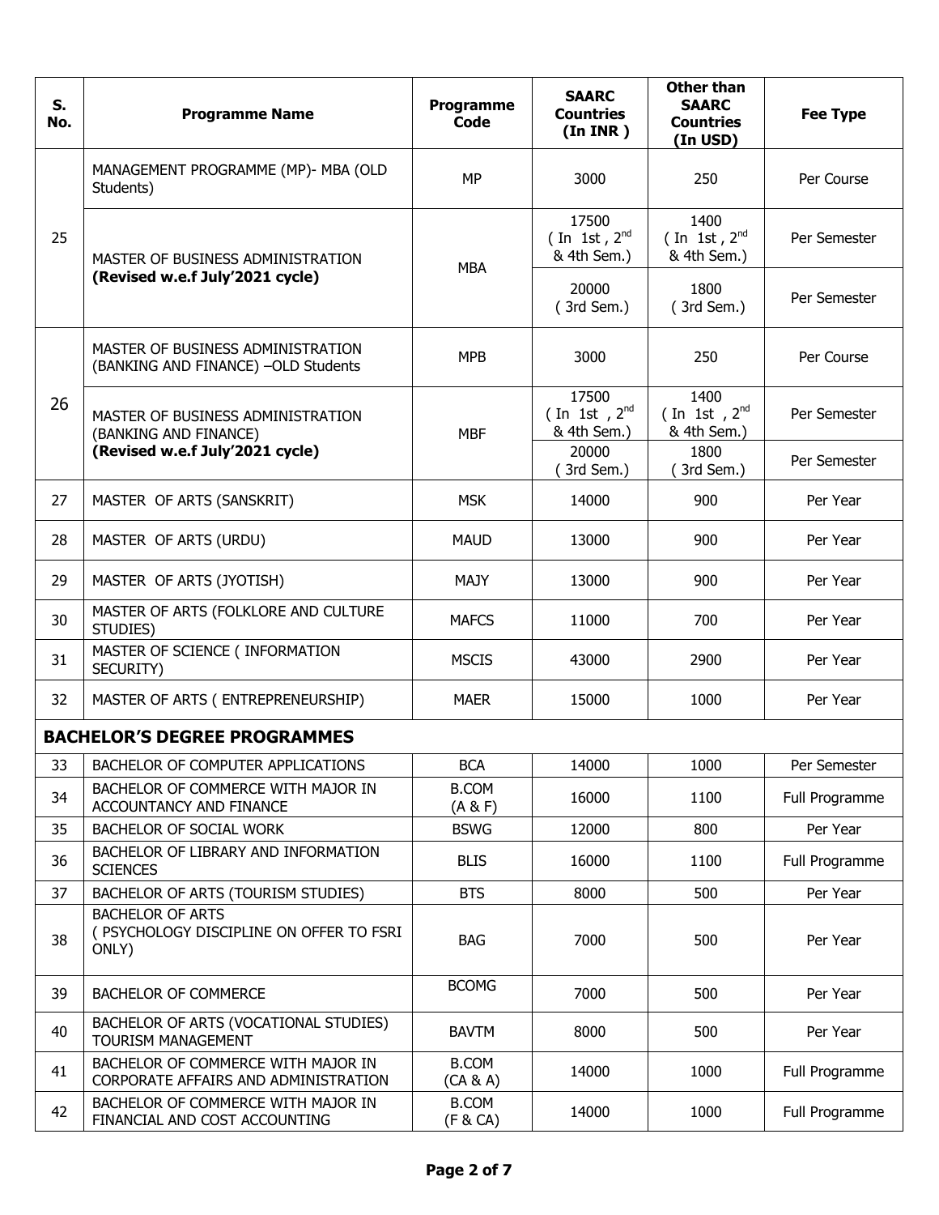| S. No. | Programme Name | Programme Code | SAARC Countries (In INR ) | Other than SAARC Countries (In USD) | Fee Type |
|---|---|---|---|---|---|
| 25 | MANAGEMENT PROGRAMME (MP)- MBA (OLD Students) | MP | 3000 | 250 | Per Course |
| | MASTER OF BUSINESS ADMINISTRATION **(Revised w.e.f July'2021 cycle)** | MBA | 17500 ( In 1st , 2nd & 4th Sem.) | 1400 ( In 1st , 2nd & 4th Sem.) | Per Semester |
| | | | 20000 ( 3rd Sem.) | 1800 ( 3rd Sem.) | Per Semester |
| 26 | MASTER OF BUSINESS ADMINISTRATION (BANKING AND FINANCE) –OLD Students | MPB | 3000 | 250 | Per Course |
| | MASTER OF BUSINESS ADMINISTRATION (BANKING AND FINANCE) **(Revised w.e.f July'2021 cycle)** | MBF | 17500 ( In 1st , 2nd & 4th Sem.) | 1400 ( In 1st , 2nd & 4th Sem.) | Per Semester |
| | | | 20000 ( 3rd Sem.) | 1800 ( 3rd Sem.) | Per Semester |
| 27 | MASTER OF ARTS (SANSKRIT) | MSK | 14000 | 900 | Per Year |
| 28 | MASTER OF ARTS (URDU) | MAUD | 13000 | 900 | Per Year |
| 29 | MASTER OF ARTS (JYOTISH) | MAJY | 13000 | 900 | Per Year |
| 30 | MASTER OF ARTS (FOLKLORE AND CULTURE STUDIES) | MAFCS | 11000 | 700 | Per Year |
| 31 | MASTER OF SCIENCE ( INFORMATION SECURITY) | MSCIS | 43000 | 2900 | Per Year |
| 32 | MASTER OF ARTS ( ENTREPRENEURSHIP) | MAER | 15000 | 1000 | Per Year |
| **BACHELOR'S DEGREE PROGRAMMES** | | | | | |
| 33 | BACHELOR OF COMPUTER APPLICATIONS | BCA | 14000 | 1000 | Per Semester |
| 34 | BACHELOR OF COMMERCE WITH MAJOR IN ACCOUNTANCY AND FINANCE | B.COM (A & F) | 16000 | 1100 | Full Programme |
| 35 | BACHELOR OF SOCIAL WORK | BSWG | 12000 | 800 | Per Year |
| 36 | BACHELOR OF LIBRARY AND INFORMATION SCIENCES | BLIS | 16000 | 1100 | Full Programme |
| 37 | BACHELOR OF ARTS (TOURISM STUDIES) | BTS | 8000 | 500 | Per Year |
| 38 | BACHELOR OF ARTS ( PSYCHOLOGY DISCIPLINE ON OFFER TO FSRI ONLY) | BAG | 7000 | 500 | Per Year |
| 39 | BACHELOR OF COMMERCE | BCOMG | 7000 | 500 | Per Year |
| 40 | BACHELOR OF ARTS (VOCATIONAL STUDIES) TOURISM MANAGEMENT | BAVTM | 8000 | 500 | Per Year |
| 41 | BACHELOR OF COMMERCE WITH MAJOR IN CORPORATE AFFAIRS AND ADMINISTRATION | B.COM (CA & A) | 14000 | 1000 | Full Programme |
| 42 | BACHELOR OF COMMERCE WITH MAJOR IN FINANCIAL AND COST ACCOUNTING | B.COM (F & CA) | 14000 | 1000 | Full Programme |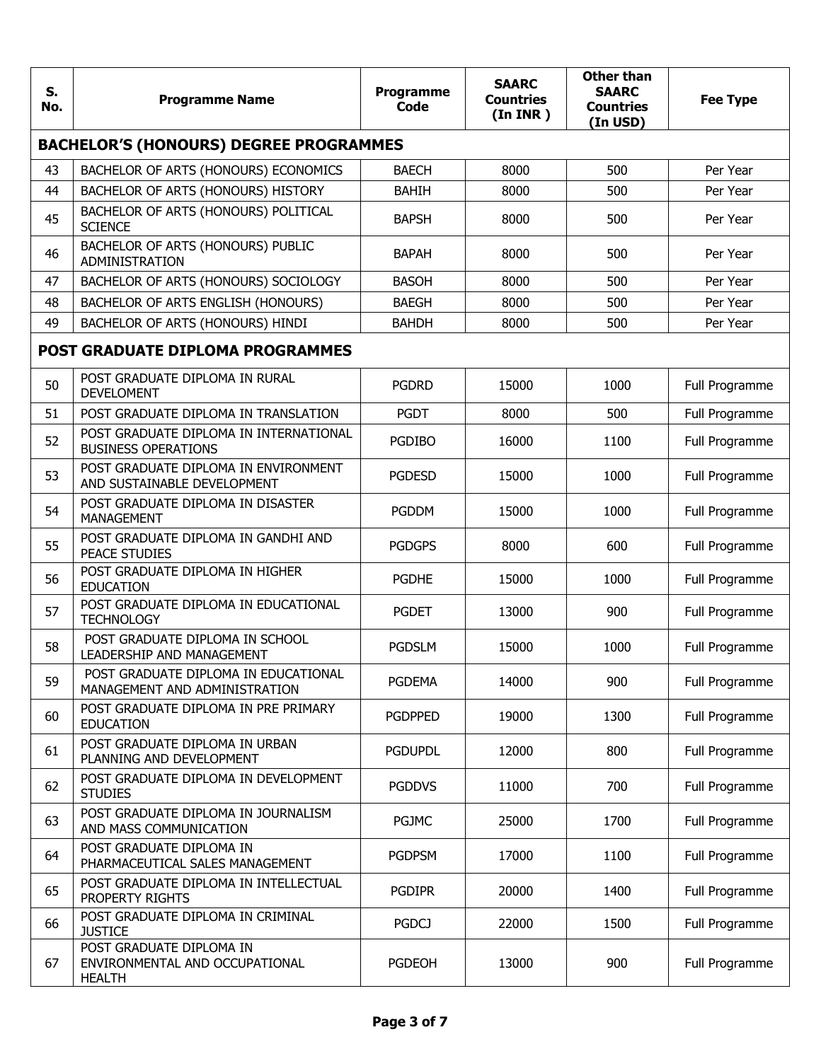| S. No. | Programme Name | Programme Code | SAARC Countries (In INR ) | Other than SAARC Countries (In USD) | Fee Type |
|---|---|---|---|---|---|
| **BACHELOR'S (HONOURS) DEGREE PROGRAMMES** | | | | | |
| 43 | BACHELOR OF ARTS (HONOURS) ECONOMICS | BAECH | 8000 | 500 | Per Year |
| 44 | BACHELOR OF ARTS (HONOURS) HISTORY | BAHIH | 8000 | 500 | Per Year |
| 45 | BACHELOR OF ARTS (HONOURS) POLITICAL SCIENCE | BAPSH | 8000 | 500 | Per Year |
| 46 | BACHELOR OF ARTS (HONOURS) PUBLIC ADMINISTRATION | BAPAH | 8000 | 500 | Per Year |
| 47 | BACHELOR OF ARTS (HONOURS) SOCIOLOGY | BASOH | 8000 | 500 | Per Year |
| 48 | BACHELOR OF ARTS ENGLISH (HONOURS) | BAEGH | 8000 | 500 | Per Year |
| 49 | BACHELOR OF ARTS (HONOURS) HINDI | BAHDH | 8000 | 500 | Per Year |
| **POST GRADUATE DIPLOMA PROGRAMMES** | | | | | |
| 50 | POST GRADUATE DIPLOMA IN RURAL DEVELOMENT | PGDRD | 15000 | 1000 | Full Programme |
| 51 | POST GRADUATE DIPLOMA IN TRANSLATION | PGDT | 8000 | 500 | Full Programme |
| 52 | POST GRADUATE DIPLOMA IN INTERNATIONAL BUSINESS OPERATIONS | PGDIBO | 16000 | 1100 | Full Programme |
| 53 | POST GRADUATE DIPLOMA IN ENVIRONMENT AND SUSTAINABLE DEVELOPMENT | PGDESD | 15000 | 1000 | Full Programme |
| 54 | POST GRADUATE DIPLOMA IN DISASTER MANAGEMENT | PGDDM | 15000 | 1000 | Full Programme |
| 55 | POST GRADUATE DIPLOMA IN GANDHI AND PEACE STUDIES | PGDGPS | 8000 | 600 | Full Programme |
| 56 | POST GRADUATE DIPLOMA IN HIGHER EDUCATION | PGDHE | 15000 | 1000 | Full Programme |
| 57 | POST GRADUATE DIPLOMA IN EDUCATIONAL TECHNOLOGY | PGDET | 13000 | 900 | Full Programme |
| 58 | POST GRADUATE DIPLOMA IN SCHOOL LEADERSHIP AND MANAGEMENT | PGDSLM | 15000 | 1000 | Full Programme |
| 59 | POST GRADUATE DIPLOMA IN EDUCATIONAL MANAGEMENT AND ADMINISTRATION | PGDEMA | 14000 | 900 | Full Programme |
| 60 | POST GRADUATE DIPLOMA IN PRE PRIMARY EDUCATION | PGDPPED | 19000 | 1300 | Full Programme |
| 61 | POST GRADUATE DIPLOMA IN URBAN PLANNING AND DEVELOPMENT | PGDUPDL | 12000 | 800 | Full Programme |
| 62 | POST GRADUATE DIPLOMA IN DEVELOPMENT STUDIES | PGDDVS | 11000 | 700 | Full Programme |
| 63 | POST GRADUATE DIPLOMA IN JOURNALISM AND MASS COMMUNICATION | PGJMC | 25000 | 1700 | Full Programme |
| 64 | POST GRADUATE DIPLOMA IN PHARMACEUTICAL SALES MANAGEMENT | PGDPSM | 17000 | 1100 | Full Programme |
| 65 | POST GRADUATE DIPLOMA IN INTELLECTUAL PROPERTY RIGHTS | PGDIPR | 20000 | 1400 | Full Programme |
| 66 | POST GRADUATE DIPLOMA IN CRIMINAL JUSTICE | PGDCJ | 22000 | 1500 | Full Programme |
| 67 | POST GRADUATE DIPLOMA IN ENVIRONMENTAL AND OCCUPATIONAL HEALTH | PGDEOH | 13000 | 900 | Full Programme |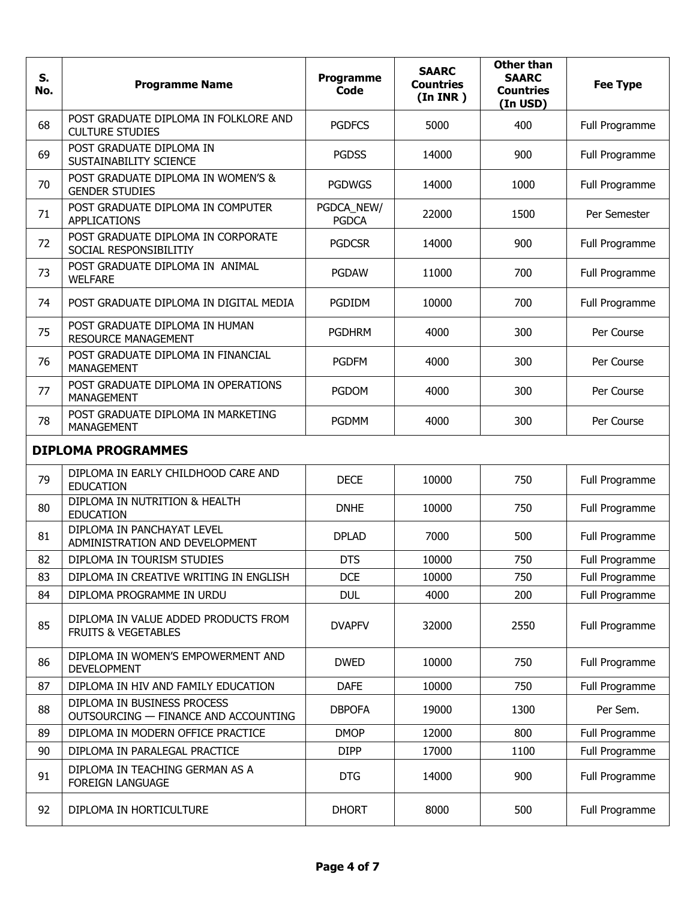| S. No. | Programme Name | Programme Code | SAARC Countries (In INR ) | Other than SAARC Countries (In USD) | Fee Type |
|---|---|---|---|---|---|
| 68 | POST GRADUATE DIPLOMA IN FOLKLORE AND CULTURE STUDIES | PGDFCS | 5000 | 400 | Full Programme |
| 69 | POST GRADUATE DIPLOMA IN SUSTAINABILITY SCIENCE | PGDSS | 14000 | 900 | Full Programme |
| 70 | POST GRADUATE DIPLOMA IN WOMEN'S & GENDER STUDIES | PGDWGS | 14000 | 1000 | Full Programme |
| 71 | POST GRADUATE DIPLOMA IN COMPUTER APPLICATIONS | PGDCA_NEW/ PGDCA | 22000 | 1500 | Per Semester |
| 72 | POST GRADUATE DIPLOMA IN CORPORATE SOCIAL RESPONSIBILITIY | PGDCSR | 14000 | 900 | Full Programme |
| 73 | POST GRADUATE DIPLOMA IN ANIMAL WELFARE | PGDAW | 11000 | 700 | Full Programme |
| 74 | POST GRADUATE DIPLOMA IN DIGITAL MEDIA | PGDIDM | 10000 | 700 | Full Programme |
| 75 | POST GRADUATE DIPLOMA IN HUMAN RESOURCE MANAGEMENT | PGDHRM | 4000 | 300 | Per Course |
| 76 | POST GRADUATE DIPLOMA IN FINANCIAL MANAGEMENT | PGDFM | 4000 | 300 | Per Course |
| 77 | POST GRADUATE DIPLOMA IN OPERATIONS MANAGEMENT | PGDOM | 4000 | 300 | Per Course |
| 78 | POST GRADUATE DIPLOMA IN MARKETING MANAGEMENT | PGDMM | 4000 | 300 | Per Course |
| **DIPLOMA PROGRAMMES** | | | | | |
| 79 | DIPLOMA IN EARLY CHILDHOOD CARE AND EDUCATION | DECE | 10000 | 750 | Full Programme |
| 80 | DIPLOMA IN NUTRITION & HEALTH EDUCATION | DNHE | 10000 | 750 | Full Programme |
| 81 | DIPLOMA IN PANCHAYAT LEVEL ADMINISTRATION AND DEVELOPMENT | DPLAD | 7000 | 500 | Full Programme |
| 82 | DIPLOMA IN TOURISM STUDIES | DTS | 10000 | 750 | Full Programme |
| 83 | DIPLOMA IN CREATIVE WRITING IN ENGLISH | DCE | 10000 | 750 | Full Programme |
| 84 | DIPLOMA PROGRAMME IN URDU | DUL | 4000 | 200 | Full Programme |
| 85 | DIPLOMA IN VALUE ADDED PRODUCTS FROM FRUITS & VEGETABLES | DVAPFV | 32000 | 2550 | Full Programme |
| 86 | DIPLOMA IN WOMEN'S EMPOWERMENT AND DEVELOPMENT | DWED | 10000 | 750 | Full Programme |
| 87 | DIPLOMA IN HIV AND FAMILY EDUCATION | DAFE | 10000 | 750 | Full Programme |
| 88 | DIPLOMA IN BUSINESS PROCESS OUTSOURCING — FINANCE AND ACCOUNTING | DBPOFA | 19000 | 1300 | Per Sem. |
| 89 | DIPLOMA IN MODERN OFFICE PRACTICE | DMOP | 12000 | 800 | Full Programme |
| 90 | DIPLOMA IN PARALEGAL PRACTICE | DIPP | 17000 | 1100 | Full Programme |
| 91 | DIPLOMA IN TEACHING GERMAN AS A FOREIGN LANGUAGE | DTG | 14000 | 900 | Full Programme |
| 92 | DIPLOMA IN HORTICULTURE | DHORT | 8000 | 500 | Full Programme |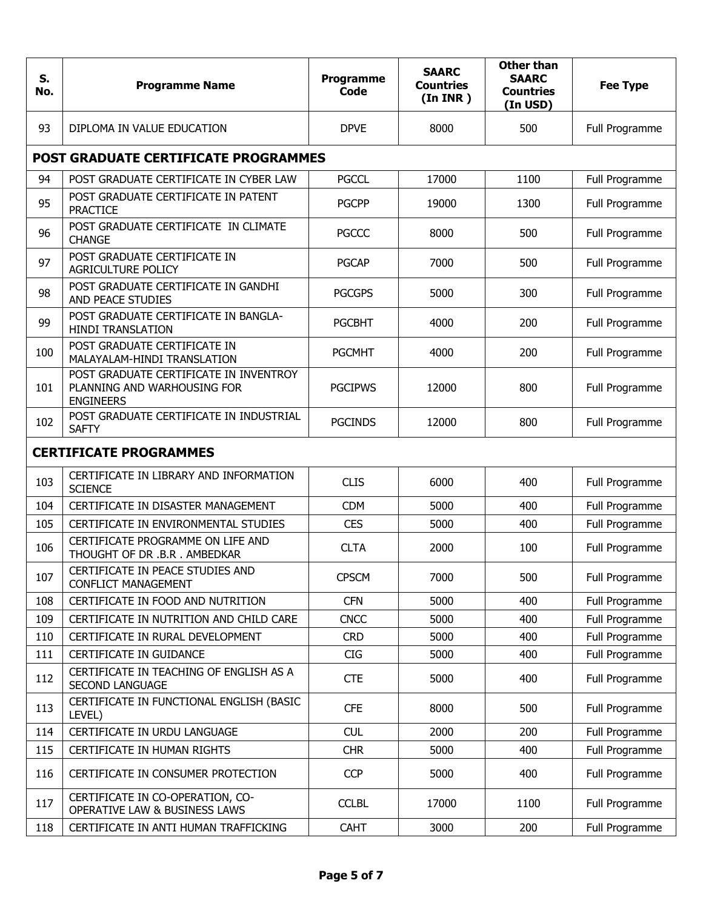| S. No. | Programme Name | Programme Code | SAARC Countries (In INR ) | Other than SAARC Countries (In USD) | Fee Type |
|---|---|---|---|---|---|
| 93 | DIPLOMA IN VALUE EDUCATION | DPVE | 8000 | 500 | Full Programme |
| **POST GRADUATE CERTIFICATE PROGRAMMES** | | | | | |
| 94 | POST GRADUATE CERTIFICATE IN CYBER LAW | PGCCL | 17000 | 1100 | Full Programme |
| 95 | POST GRADUATE CERTIFICATE IN PATENT PRACTICE | PGCPP | 19000 | 1300 | Full Programme |
| 96 | POST GRADUATE CERTIFICATE IN CLIMATE CHANGE | PGCCC | 8000 | 500 | Full Programme |
| 97 | POST GRADUATE CERTIFICATE IN AGRICULTURE POLICY | PGCAP | 7000 | 500 | Full Programme |
| 98 | POST GRADUATE CERTIFICATE IN GANDHI AND PEACE STUDIES | PGCGPS | 5000 | 300 | Full Programme |
| 99 | POST GRADUATE CERTIFICATE IN BANGLA-HINDI TRANSLATION | PGCBHT | 4000 | 200 | Full Programme |
| 100 | POST GRADUATE CERTIFICATE IN MALAYALAM-HINDI TRANSLATION | PGCMHT | 4000 | 200 | Full Programme |
| 101 | POST GRADUATE CERTIFICATE IN INVENTROY PLANNING AND WARHOUSING FOR ENGINEERS | PGCIPWS | 12000 | 800 | Full Programme |
| 102 | POST GRADUATE CERTIFICATE IN INDUSTRIAL SAFTY | PGCINDS | 12000 | 800 | Full Programme |
| **CERTIFICATE PROGRAMMES** | | | | | |
| 103 | CERTIFICATE IN LIBRARY AND INFORMATION SCIENCE | CLIS | 6000 | 400 | Full Programme |
| 104 | CERTIFICATE IN DISASTER MANAGEMENT | CDM | 5000 | 400 | Full Programme |
| 105 | CERTIFICATE IN ENVIRONMENTAL STUDIES | CES | 5000 | 400 | Full Programme |
| 106 | CERTIFICATE PROGRAMME ON LIFE AND THOUGHT OF DR .B.R . AMBEDKAR | CLTA | 2000 | 100 | Full Programme |
| 107 | CERTIFICATE IN PEACE STUDIES AND CONFLICT MANAGEMENT | CPSCM | 7000 | 500 | Full Programme |
| 108 | CERTIFICATE IN FOOD AND NUTRITION | CFN | 5000 | 400 | Full Programme |
| 109 | CERTIFICATE IN NUTRITION AND CHILD CARE | CNCC | 5000 | 400 | Full Programme |
| 110 | CERTIFICATE IN RURAL DEVELOPMENT | CRD | 5000 | 400 | Full Programme |
| 111 | CERTIFICATE IN GUIDANCE | CIG | 5000 | 400 | Full Programme |
| 112 | CERTIFICATE IN TEACHING OF ENGLISH AS A SECOND LANGUAGE | CTE | 5000 | 400 | Full Programme |
| 113 | CERTIFICATE IN FUNCTIONAL ENGLISH (BASIC LEVEL) | CFE | 8000 | 500 | Full Programme |
| 114 | CERTIFICATE IN URDU LANGUAGE | CUL | 2000 | 200 | Full Programme |
| 115 | CERTIFICATE IN HUMAN RIGHTS | CHR | 5000 | 400 | Full Programme |
| 116 | CERTIFICATE IN CONSUMER PROTECTION | CCP | 5000 | 400 | Full Programme |
| 117 | CERTIFICATE IN CO-OPERATION, CO-OPERATIVE LAW & BUSINESS LAWS | CCLBL | 17000 | 1100 | Full Programme |
| 118 | CERTIFICATE IN ANTI HUMAN TRAFFICKING | CAHT | 3000 | 200 | Full Programme |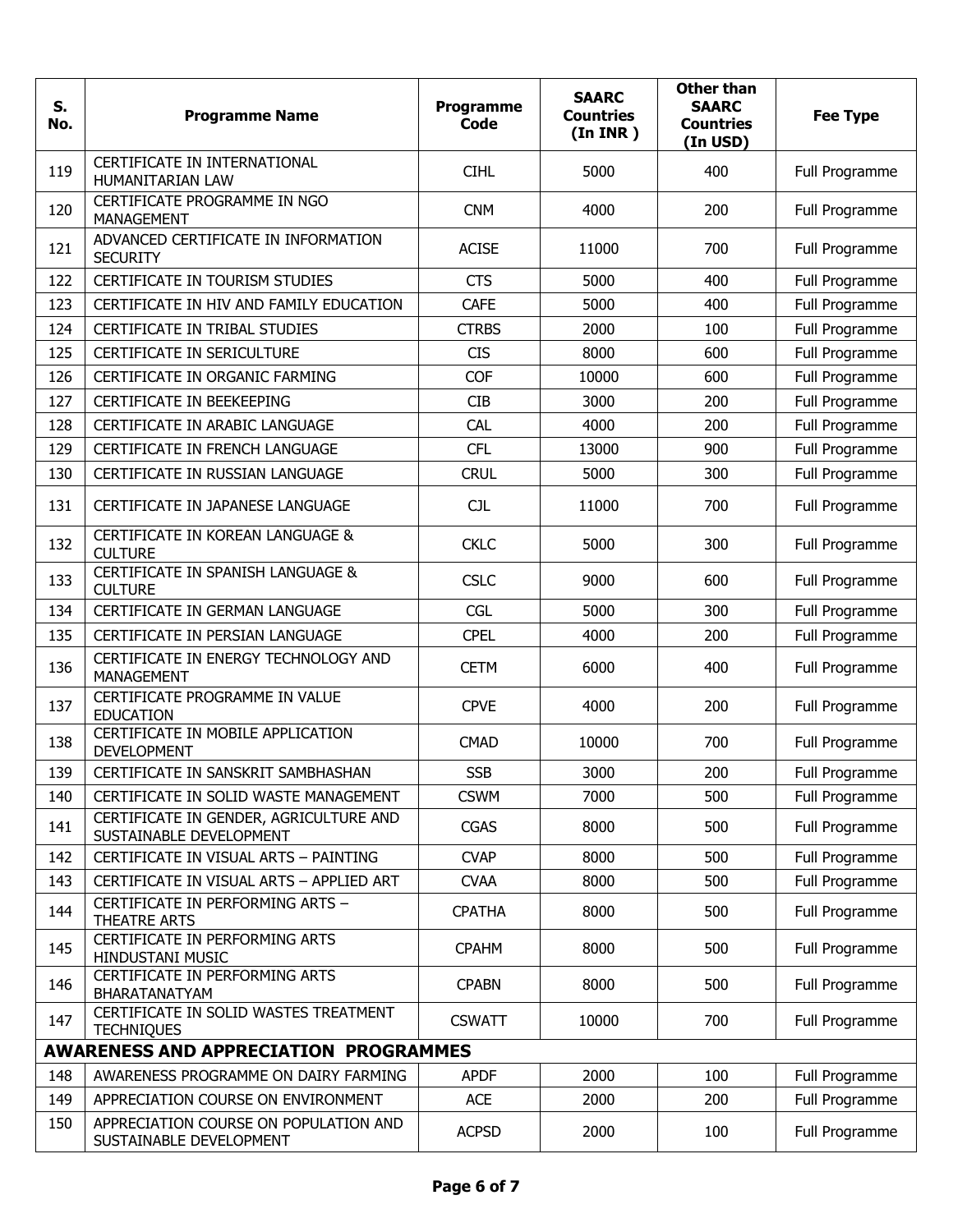| S. No. | Programme Name | Programme Code | SAARC Countries (In INR ) | Other than SAARC Countries (In USD) | Fee Type |
|---|---|---|---|---|---|
| 119 | CERTIFICATE IN INTERNATIONAL HUMANITARIAN LAW | CIHL | 5000 | 400 | Full Programme |
| 120 | CERTIFICATE PROGRAMME IN NGO MANAGEMENT | CNM | 4000 | 200 | Full Programme |
| 121 | ADVANCED CERTIFICATE IN INFORMATION SECURITY | ACISE | 11000 | 700 | Full Programme |
| 122 | CERTIFICATE IN TOURISM STUDIES | CTS | 5000 | 400 | Full Programme |
| 123 | CERTIFICATE IN HIV AND FAMILY EDUCATION | CAFE | 5000 | 400 | Full Programme |
| 124 | CERTIFICATE IN TRIBAL STUDIES | CTRBS | 2000 | 100 | Full Programme |
| 125 | CERTIFICATE IN SERICULTURE | CIS | 8000 | 600 | Full Programme |
| 126 | CERTIFICATE IN ORGANIC FARMING | COF | 10000 | 600 | Full Programme |
| 127 | CERTIFICATE IN BEEKEEPING | CIB | 3000 | 200 | Full Programme |
| 128 | CERTIFICATE IN ARABIC LANGUAGE | CAL | 4000 | 200 | Full Programme |
| 129 | CERTIFICATE IN FRENCH LANGUAGE | CFL | 13000 | 900 | Full Programme |
| 130 | CERTIFICATE IN RUSSIAN LANGUAGE | CRUL | 5000 | 300 | Full Programme |
| 131 | CERTIFICATE IN JAPANESE LANGUAGE | CJL | 11000 | 700 | Full Programme |
| 132 | CERTIFICATE IN KOREAN LANGUAGE & CULTURE | CKLC | 5000 | 300 | Full Programme |
| 133 | CERTIFICATE IN SPANISH LANGUAGE & CULTURE | CSLC | 9000 | 600 | Full Programme |
| 134 | CERTIFICATE IN GERMAN LANGUAGE | CGL | 5000 | 300 | Full Programme |
| 135 | CERTIFICATE IN PERSIAN LANGUAGE | CPEL | 4000 | 200 | Full Programme |
| 136 | CERTIFICATE IN ENERGY TECHNOLOGY AND MANAGEMENT | CETM | 6000 | 400 | Full Programme |
| 137 | CERTIFICATE PROGRAMME IN VALUE EDUCATION | CPVE | 4000 | 200 | Full Programme |
| 138 | CERTIFICATE IN MOBILE APPLICATION DEVELOPMENT | CMAD | 10000 | 700 | Full Programme |
| 139 | CERTIFICATE IN SANSKRIT SAMBHASHAN | SSB | 3000 | 200 | Full Programme |
| 140 | CERTIFICATE IN SOLID WASTE MANAGEMENT | CSWM | 7000 | 500 | Full Programme |
| 141 | CERTIFICATE IN GENDER, AGRICULTURE AND SUSTAINABLE DEVELOPMENT | CGAS | 8000 | 500 | Full Programme |
| 142 | CERTIFICATE IN VISUAL ARTS – PAINTING | CVAP | 8000 | 500 | Full Programme |
| 143 | CERTIFICATE IN VISUAL ARTS – APPLIED ART | CVAA | 8000 | 500 | Full Programme |
| 144 | CERTIFICATE IN PERFORMING ARTS – THEATRE ARTS | CPATHA | 8000 | 500 | Full Programme |
| 145 | CERTIFICATE IN PERFORMING ARTS HINDUSTANI MUSIC | CPAHM | 8000 | 500 | Full Programme |
| 146 | CERTIFICATE IN PERFORMING ARTS BHARATANATYAM | CPABN | 8000 | 500 | Full Programme |
| 147 | CERTIFICATE IN SOLID WASTES TREATMENT TECHNIQUES | CSWATT | 10000 | 700 | Full Programme |
| **AWARENESS AND APPRECIATION PROGRAMMES** | | | | | |
| 148 | AWARENESS PROGRAMME ON DAIRY FARMING | APDF | 2000 | 100 | Full Programme |
| 149 | APPRECIATION COURSE ON ENVIRONMENT | ACE | 2000 | 200 | Full Programme |
| 150 | APPRECIATION COURSE ON POPULATION AND SUSTAINABLE DEVELOPMENT | ACPSD | 2000 | 100 | Full Programme |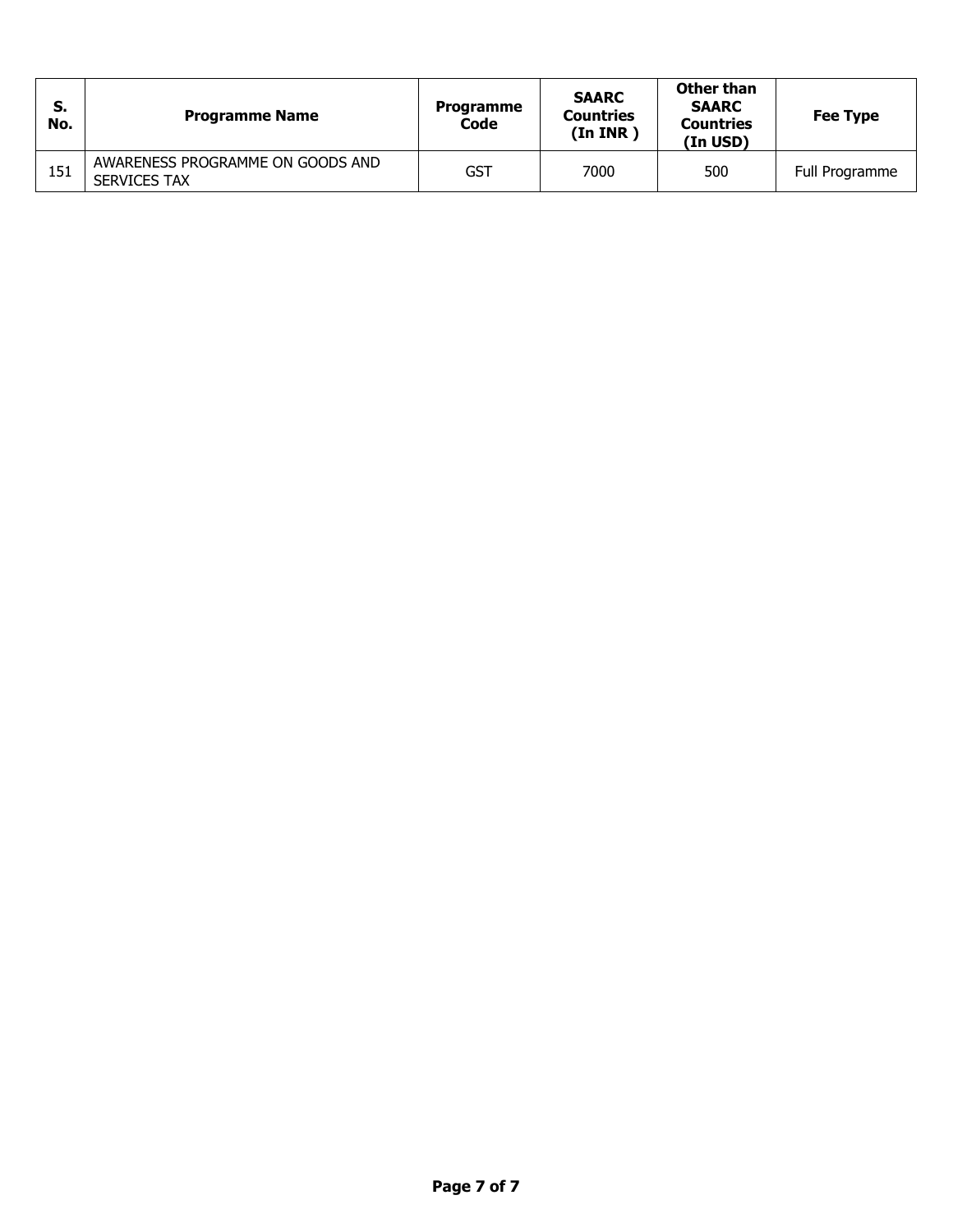| S. No. | Programme Name | Programme Code | SAARC Countries (In INR ) | Other than SAARC Countries (In USD) | Fee Type |
|---|---|---|---|---|---|
| 151 | AWARENESS PROGRAMME ON GOODS AND SERVICES TAX | GST | 7000 | 500 | Full Programme |